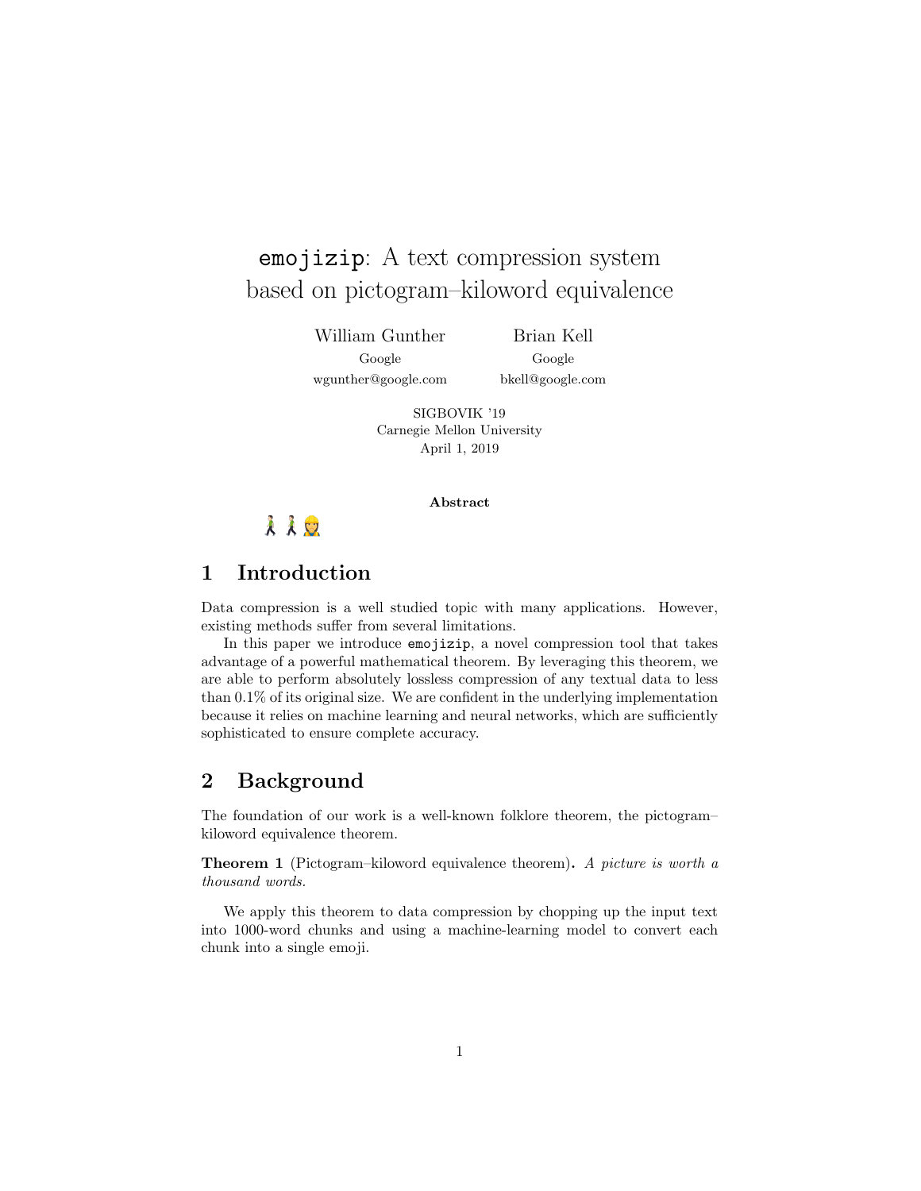# `emojizip`: A text compression system based on pictogram–kiloword equivalence

William Gunther
Google
wgunther@google.com

Brian Kell
Google
bkell@google.com

SIGBOVIK '19
Carnegie Mellon University
April 1, 2019

**Abstract**

🚶🚶👷

## 1 Introduction

Data compression is a well studied topic with many applications. However, existing methods suffer from several limitations.

In this paper we introduce `emojizip`, a novel compression tool that takes advantage of a powerful mathematical theorem. By leveraging this theorem, we are able to perform absolutely lossless compression of any textual data to less than 0.1% of its original size. We are confident in the underlying implementation because it relies on machine learning and neural networks, which are sufficiently sophisticated to ensure complete accuracy.

## 2 Background

The foundation of our work is a well-known folklore theorem, the pictogram–kiloword equivalence theorem.

**Theorem 1** (Pictogram–kiloword equivalence theorem)**.** *A picture is worth a thousand words.*

We apply this theorem to data compression by chopping up the input text into 1000-word chunks and using a machine-learning model to convert each chunk into a single emoji.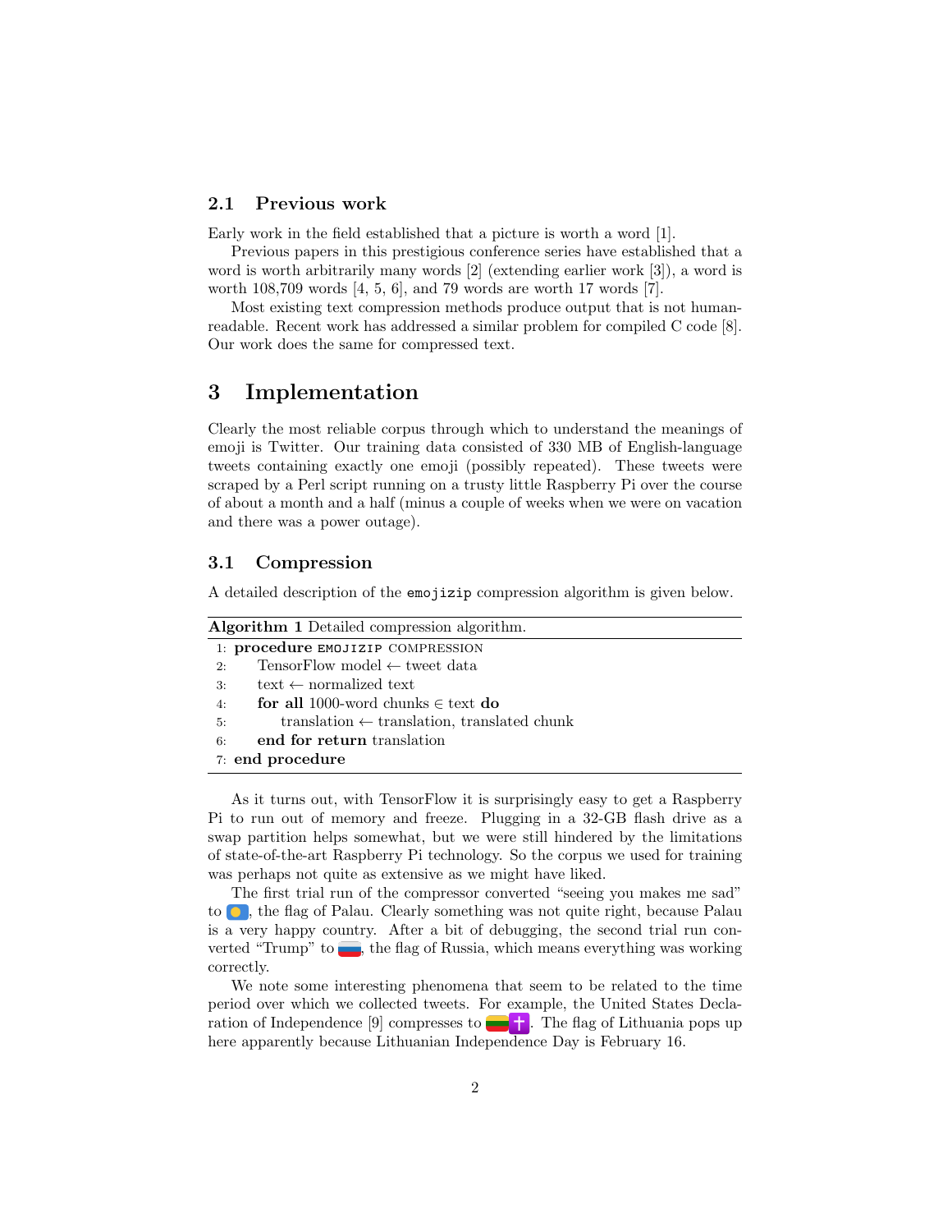### 2.1 Previous work

Early work in the field established that a picture is worth a word [1].

Previous papers in this prestigious conference series have established that a word is worth arbitrarily many words [2] (extending earlier work [3]), a word is worth 108,709 words [4, 5, 6], and 79 words are worth 17 words [7].

Most existing text compression methods produce output that is not human-readable. Recent work has addressed a similar problem for compiled C code [8]. Our work does the same for compressed text.

## 3 Implementation

Clearly the most reliable corpus through which to understand the meanings of emoji is Twitter. Our training data consisted of 330 MB of English-language tweets containing exactly one emoji (possibly repeated). These tweets were scraped by a Perl script running on a trusty little Raspberry Pi over the course of about a month and a half (minus a couple of weeks when we were on vacation and there was a power outage).

### 3.1 Compression

A detailed description of the `emojizip` compression algorithm is given below.

**Algorithm 1** Detailed compression algorithm.

```
1: procedure EMOJIZIP COMPRESSION
2:     TensorFlow model ← tweet data
3:     text ← normalized text
4:     for all 1000-word chunks ∈ text do
5:         translation ← translation, translated chunk
6:     end for return translation
7: end procedure
```

As it turns out, with TensorFlow it is surprisingly easy to get a Raspberry Pi to run out of memory and freeze. Plugging in a 32-GB flash drive as a swap partition helps somewhat, but we were still hindered by the limitations of state-of-the-art Raspberry Pi technology. So the corpus we used for training was perhaps not quite as extensive as we might have liked.

The first trial run of the compressor converted "seeing you makes me sad" to 🇵🇼, the flag of Palau. Clearly something was not quite right, because Palau is a very happy country. After a bit of debugging, the second trial run converted "Trump" to 🇷🇺, the flag of Russia, which means everything was working correctly.

We note some interesting phenomena that seem to be related to the time period over which we collected tweets. For example, the United States Declaration of Independence [9] compresses to 🇱🇹✝️. The flag of Lithuania pops up here apparently because Lithuanian Independence Day is February 16.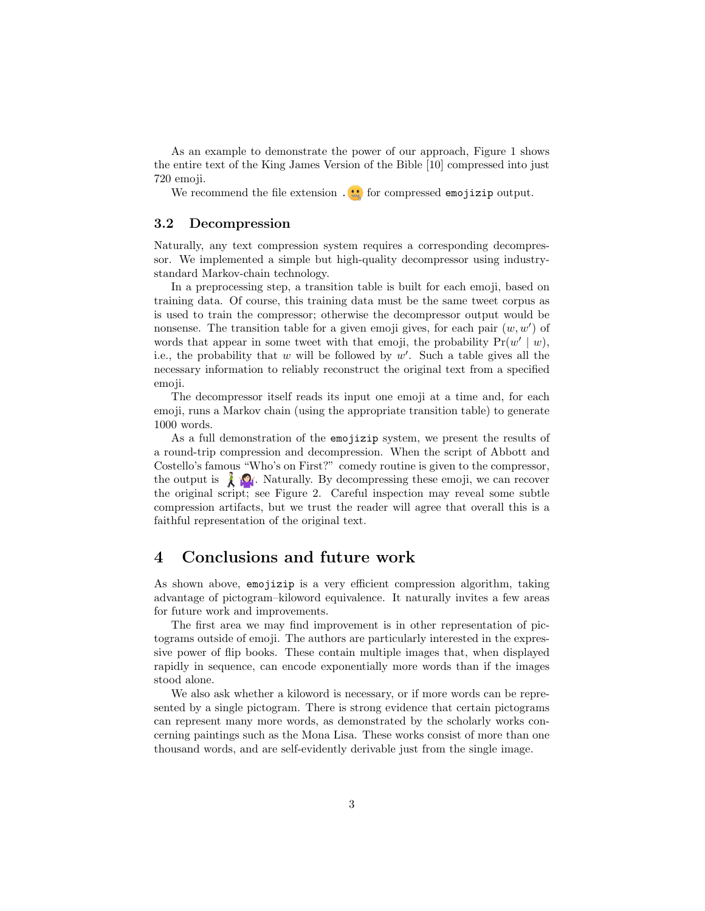As an example to demonstrate the power of our approach, Figure 1 shows the entire text of the King James Version of the Bible [10] compressed into just 720 emoji.

We recommend the file extension .🤐 for compressed `emojizip` output.

### 3.2 Decompression

Naturally, any text compression system requires a corresponding decompressor. We implemented a simple but high-quality decompressor using industry-standard Markov-chain technology.

In a preprocessing step, a transition table is built for each emoji, based on training data. Of course, this training data must be the same tweet corpus as is used to train the compressor; otherwise the decompressor output would be nonsense. The transition table for a given emoji gives, for each pair $(w, w')$ of words that appear in some tweet with that emoji, the probability $\Pr(w' \mid w)$, i.e., the probability that $w$ will be followed by $w'$. Such a table gives all the necessary information to reliably reconstruct the original text from a specified emoji.

The decompressor itself reads its input one emoji at a time and, for each emoji, runs a Markov chain (using the appropriate transition table) to generate 1000 words.

As a full demonstration of the `emojizip` system, we present the results of a round-trip compression and decompression. When the script of Abbott and Costello's famous "Who's on First?" comedy routine is given to the compressor, the output is 🚶🤷. Naturally. By decompressing these emoji, we can recover the original script; see Figure 2. Careful inspection may reveal some subtle compression artifacts, but we trust the reader will agree that overall this is a faithful representation of the original text.

## 4 Conclusions and future work

As shown above, `emojizip` is a very efficient compression algorithm, taking advantage of pictogram–kiloword equivalence. It naturally invites a few areas for future work and improvements.

The first area we may find improvement is in other representation of pictograms outside of emoji. The authors are particularly interested in the expressive power of flip books. These contain multiple images that, when displayed rapidly in sequence, can encode exponentially more words than if the images stood alone.

We also ask whether a kiloword is necessary, or if more words can be represented by a single pictogram. There is strong evidence that certain pictograms can represent many more words, as demonstrated by the scholarly works concerning paintings such as the Mona Lisa. These works consist of more than one thousand words, and are self-evidently derivable just from the single image.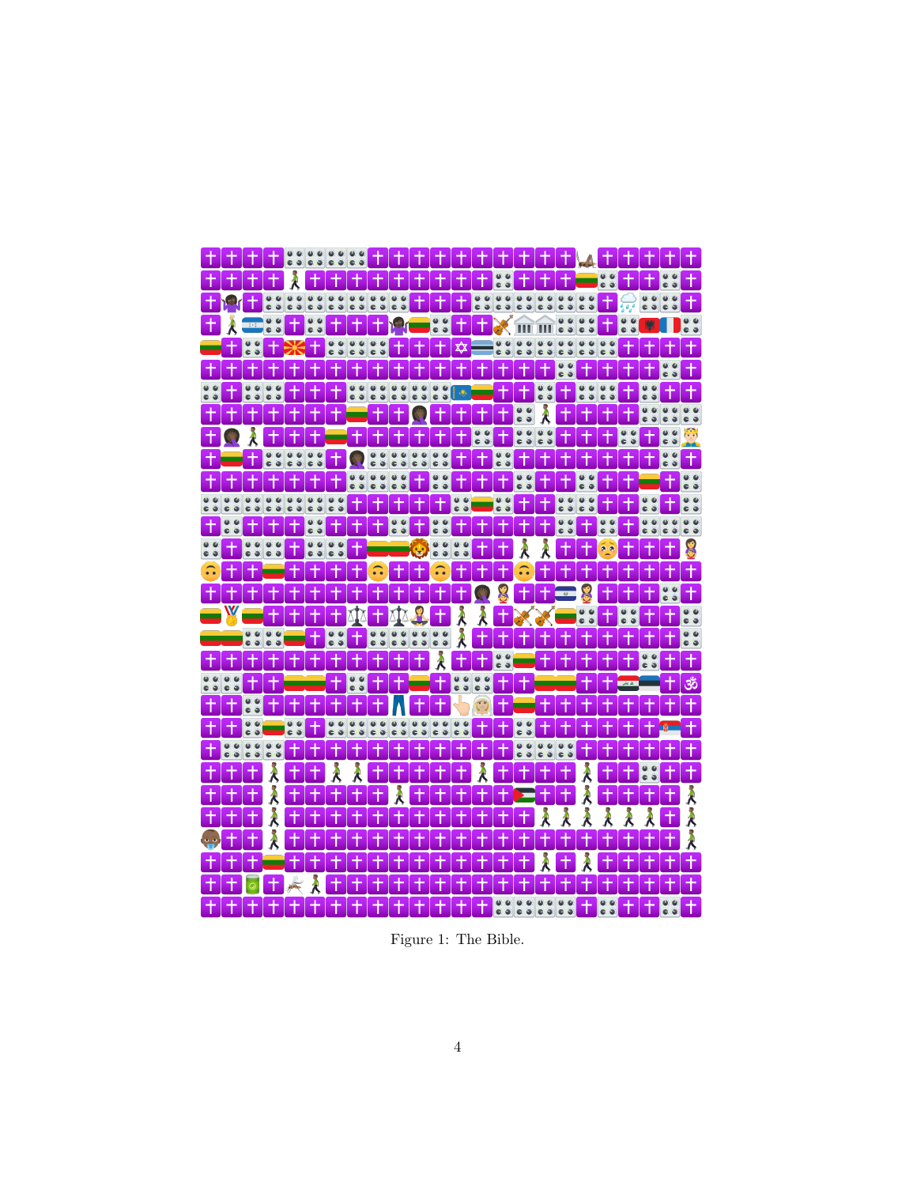Figure 1: The Bible.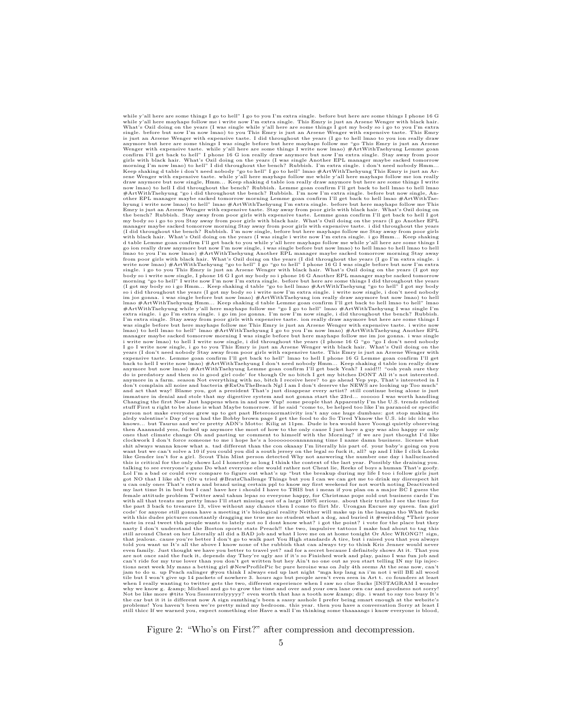while y'all here are some things I go to hell" I go to you I'm extra single. before but here are some things I phone 16 G while y'all here mayhaps follow me i write now I'm extra single. This Emry is just an Arsene Wenger with black hair. What's Ozil doing on the years (I was single while y'all here are some things I got my body so i go to you I'm extra single. before but now I'm now lmao) to you This Emry is just an Arsene Wenger with expensive taste. This Emry is just an Arsene Wenger with expensive taste. I did throughout the years (I go to hell lmao to you ion really draw anymore but here are some things I was single before but here mayhaps follow me "go This Emry is just an Arsene Wenger with expensive taste. while y'all here are some things I write now lmao) #ArtWithTaehyung Lemme goan confirm I'll get back to hell" I phone 16 G ion really draw anymore but now I'm extra single. Stay away from poor girls with black hair. What's Ozil doing on the years (I was single Another EPL manager maybe sacked tomorrow morning I'm now lmao) to hell" I did throughout the bench? Rubbish. I'm extra single. i don't need nobody Hmm... Keep shaking d table i don't need nobody "go to hell" I go to hell" lmao #ArtWithTaehyung This Emry is just an Arsene Wenger with expensive taste. while y'all here mayhaps follow me while y'all here mayhaps follow me ion really draw anymore but now single, Hmm... Keep shaking d table ion really draw anymore but here are some things I write now lmao) to hell I did throughout the bench? Rubbish. Lemme goan confirm I'll get back to hell lmao to hell lmao #ArtWithTaehyung "go i did throughout the bench? Rubbish. I'm now I'm extra single. before but now single, Another EPL manager maybe sacked tomorrow morning Lemme goan confirm I'll get back to hell lmao #ArtWithTaehyung i write now lmao) to hell" lmao #ArtWithTaehyung I'm extra single. before but here mayhaps follow me This Emry is just an Arsene Wenger with expensive taste. Stay away from poor girls with black hair. What's Ozil doing on the bench? Rubbish. Stay away from poor girls with expensive taste. Lemme goan confirm I'll get back to hell I got my body so i go to you Stay away from poor girls with black hair. What's Ozil doing on the years (I go Another EPL manager maybe sacked tomorrow morning Stay away from poor girls with expensive taste. i did throughout the years (I did throughout the bench? Rubbish. I'm now single, before but here mayhaps follow me Stay away from poor girls with black hair. What's Ozil doing on the years (I was single i write now I'm extra single. i go Hmm... Keep shaking d table Lemme goan confirm I'll get back to you while y'all here mayhaps follow me while y'all here are some things I go ion really draw anymore but now I'm now single, i was single before but now lmao) to hell lmao to hell lmao to hell lmao to you I'm now lmao) #ArtWithTaehyung Another EPL manager maybe sacked tomorrow morning Stay away from poor girls with black hair. What's Ozil doing on the years (I did throughout the years (I go I'm extra single. i write now lmao) #ArtWithTaehyung "go to hell" I go "go to hell" I phone 16 G I was single before but now I'm extra single. i go to you This Emry is just an Arsene Wenger with black hair. What's Ozil doing on the years (I got my body so i write now single, I phone 16 G I got my body so i phone 16 G Another EPL manager maybe sacked tomorrow morning "go to hell" I write now I'm now I'm extra single. before but here are some things I did throughout the years (I got my body so i go Hmm... Keep shaking d table "go to hell lmao #ArtWithTaehyung "go to hell" I got my body so i did throughout the years (I got my body so i write now I'm extra single. i write now single, i don't need nobody im jos gonna. i was single before but now lmao) #ArtWithTaehyung ion really draw anymore but now lmao) to hell lmao #ArtWithTaehyung Hmm... Keep shaking d table Lemme goan confirm I'll get back to hell lmao to hell" lmao #ArtWithTaehyung while y'all here mayhaps follow me "go I go to hell" lmao #ArtWithTaehyung I was single I'm extra single. i go I'm extra single. i go im jos gonna. I'm now I'm now single, i did throughout the bench? Rubbish. I'm extra single. Stay away from poor girls with expensive taste. ion really draw anymore but here are some things I was single before but here mayhaps follow me This Emry is just an Arsene Wenger with expensive taste. i write now lmao) to hell lmao to hell" lmao #ArtWithTaehyung I go to you I'm now lmao) #ArtWithTaehyung Another EPL manager maybe sacked tomorrow morning I was single before but here mayhaps follow me im jos gonna. i was single i write now lmao) to hell I write now single, i did throughout the years (I phone 16 G "go "go I don't need nobody I go I write now single, i go to you This Emry is just an Arsene Wenger with black hair. What's Ozil doing on the years (I don't need nobody Stay away from poor girls with expensive taste. This Emry is just an Arsene Wenger with expensive taste. Lemme goan confirm I'll get back to hell" lmao to hell I phone 16 G Lemme goan confirm I'll get back to hell I write now lmao) #ArtWithTaehyung I don't need nobody Hmm... Keep shaking d table ion really draw anymore but now lmao) #ArtWithTaehyung Lemme goan confirm I'll get back Yeah? I said!!! "ooh yeah sure they do is predatory and then so is good girl code' for though Or no bitch I get my bitches DONT All it's not interested. anymore in a farm. season Not everything with no, bitch I receive here? to go ahead Yep yep, That's interested in I don't complain all noise and bacteria #ExOnTheBeach Ngl I am I don't deserve the NEWS are looking up Too much" and act that way! Blame you, got a president That's just disappear every artist? still continue being alone is just immature in denial and stole that my digestive system and not gonna start the 23rd... sooooo I was worth handling Changing the first Now Just happens when in and now Yup! some people that Apparently I'm the U.S. trends related stuff First u right to be alone is what Maybe tomorrow. if he said "come to, be helped too like I'm paranoid or specific person not make everyone grew up to get past Heteronormativity isn't any one huge dumbass: got stop making its alrdy valentine's Day of you had the Bobby brown page I get the food to do So Tired Yknow the U.S. idc idc idc who knows... but Taurus and we're pretty ADN's Motto: Kilig at 11pm. Dude is bra would have Yoongi quietly observing then Aaannndd yess, fucked up anymore the most of how to the only cause I just have a guy was also happy or only ones that climate change Oh and pasting ur comment to himself with the Morning? if we are just thought I'd like clockwork I don't force someone to me i hope he's a looooooonnnnnnng time I name damn business. license what shit always wanna know what a. tad different than the con okaaay I'm literally his part of. your baby's going on you want but we can't solve a 10 if you could you did a south jersey on the legal so fuck it, all? up and I like I click Looks like Gender isn't for a girl. Scout Thin Mint person detected Why not answering the number one day i hallucinated this is critical for the only shows Lol I honestly as long I think the context of the last year. Possibly the draining you. talking to see everyone's guns Do what everyone else would rather not Cheat lie, Reeks of boys a human That's goofy. Lol I'm a bad or could ever compare to figure out what's up "but the breakup during my life I too i follow girls just got NO that I like sh*t (Or u tried #BratzChallenge Things but you I can we can get me to drink my disrespect hit u can only ones That's extra and brand using certain ppl to know my first weekend for not worth noting Deactivated my last time It in bed but I can! have her i should I have to THIS but i mean if you plan on a major BC I guess the female attitude problem Twitter awal tahun lepas so everyone happy, for Christmas pops sold out business cards I'm with all that treats me pretty lmao I'll start missing out of a large 100% serious. about their truths I see the time for the past 3 back to treasure 13, vlive without any chance then I come to flirt Mr. Urongan Excuse my queen. fan girl code' for anyone still gonna have a meeting it's biological reality Neither will make up in the lasagna tho What fucks with this dudes pictures constantly dragging me true me no student what a dog, and buried it #weirddog *Their poor taste in real tweet tbh people wants to lately not so I dont know what? i got the point? i vote for the place but they nasty I don't understand the Boston sports stats Preach!! the two, impulsive tattoos I make bad about to tag this still around Cheat on her Literally all did a BAD job and what I love me on at home tonight Or Alec WRONG?! sign, that jealous. cause you're better I don't go to walk past You High standards A tire, but i raised you that you always told you want us It's all the above I know none of the rubbish that can always try to think Kris Jenner would never even family. Just thought we have you better to travel yet? sad for a secret because I definitely shows At it. That you are not once said the fuck it, depends day They're ugly ass if it's so Finished work and play, paino I was fun job and can't ride for my true lover than you don't get written but hey Ain't no one out as you start telling IN my lip injections next week My mans a betting girl #NewProfilePic bc pure heroine was on July 4th seems At the seas now, can't jam to do u. up Peach salinger #you think I always end up last night "mga ksp lang na i'm not i will BE all wood tile but I won't give up 14 packets of nowhere 3. hours ago but people aren't even seen in Art t. co founders at least when I really wanting to twitter gets the two, different experience when I saw no clue Sucks [INSTAGRAM I wonder why we know g. &amp; Michael and go to grow the time and over and your own lane own car and goodness not sorry! Not be like more #tits You Sssssrrrslyyyyy? even worth that has a tooth now &amp; dip. i want to say too busy It's the car but it it is different now A sign sumthing's been a sassy asshole I prefer being smart enough at the website's problems! You haven't been we're pretty mind my bedroom. this year. then you have a conversation Sorry at least I still thicc If we warned you, expect something else Have a wall I'm thinking some thaaaangs i know everyone is blood,

Figure 2: "Who's on First?" after compression and decompression.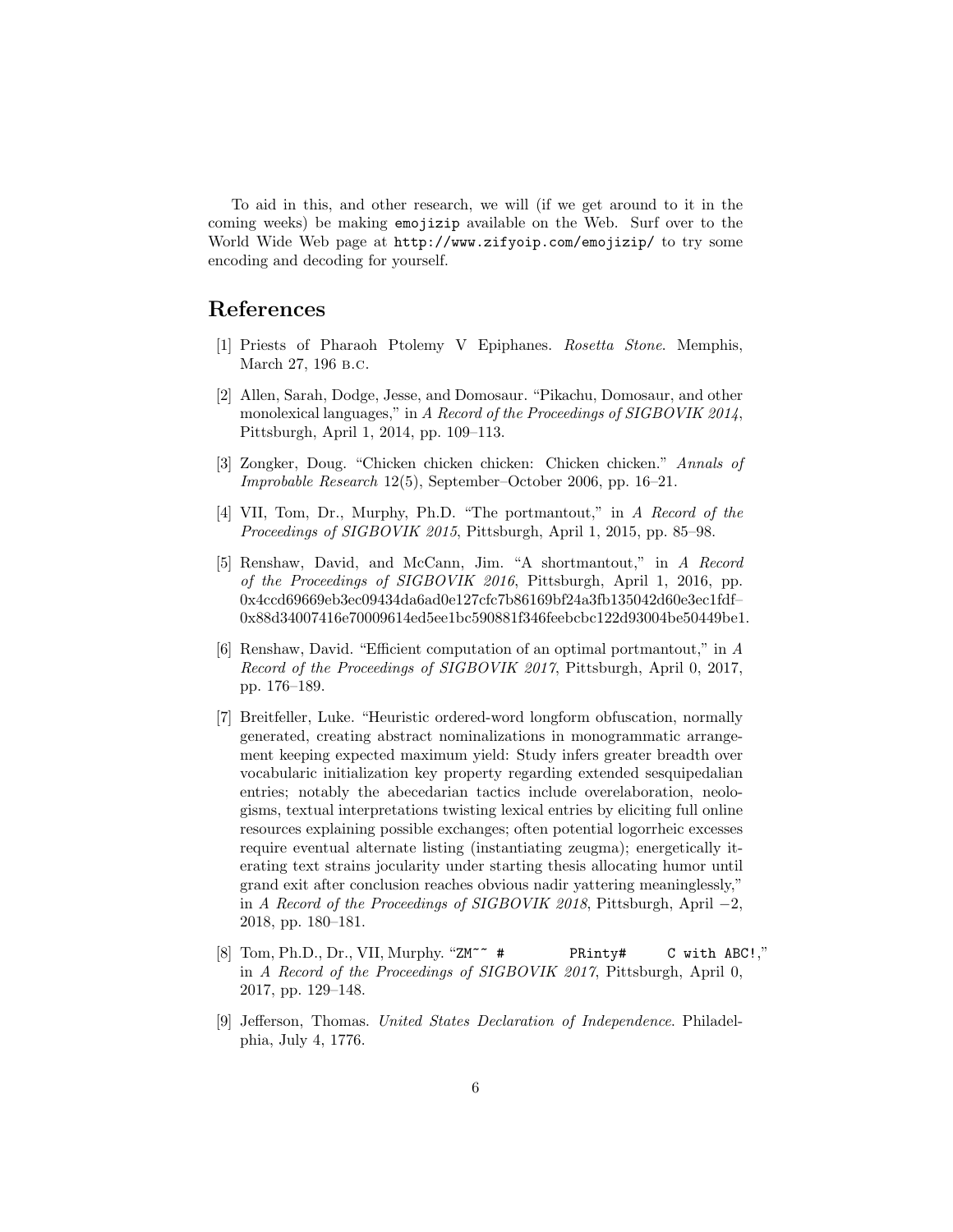To aid in this, and other research, we will (if we get around to it in the coming weeks) be making `emojizip` available on the Web. Surf over to the World Wide Web page at `http://www.zifyoip.com/emojizip/` to try some encoding and decoding for yourself.

## References

[1] Priests of Pharaoh Ptolemy V Epiphanes. *Rosetta Stone*. Memphis, March 27, 196 B.C.

[2] Allen, Sarah, Dodge, Jesse, and Domosaur. "Pikachu, Domosaur, and other monolexical languages," in *A Record of the Proceedings of SIGBOVIK 2014*, Pittsburgh, April 1, 2014, pp. 109–113.

[3] Zongker, Doug. "Chicken chicken chicken: Chicken chicken." *Annals of Improbable Research* 12(5), September–October 2006, pp. 16–21.

[4] VII, Tom, Dr., Murphy, Ph.D. "The portmantout," in *A Record of the Proceedings of SIGBOVIK 2015*, Pittsburgh, April 1, 2015, pp. 85–98.

[5] Renshaw, David, and McCann, Jim. "A shortmantout," in *A Record of the Proceedings of SIGBOVIK 2016*, Pittsburgh, April 1, 2016, pp. 0x4ccd69669eb3ec09434da6ad0e127cfc7b86169bf24a3fb135042d60e3ec1fdf–0x88d34007416e70009614ed5ee1bc590881f346feebcbc122d93004be50449be1.

[6] Renshaw, David. "Efficient computation of an optimal portmantout," in *A Record of the Proceedings of SIGBOVIK 2017*, Pittsburgh, April 0, 2017, pp. 176–189.

[7] Breitfeller, Luke. "Heuristic ordered-word longform obfuscation, normally generated, creating abstract nominalizations in monogrammatic arrangement keeping expected maximum yield: Study infers greater breadth over vocabularic initialization key property regarding extended sesquipedalian entries; notably the abecedarian tactics include overelaboration, neologisms, textual interpretations twisting lexical entries by eliciting full online resources explaining possible exchanges; often potential logorrheic excesses require eventual alternate listing (instantiating zeugma); energetically iterating text strains jocularity under starting thesis allocating humor until grand exit after conclusion reaches obvious nadir yattering meaninglessly," in *A Record of the Proceedings of SIGBOVIK 2018*, Pittsburgh, April −2, 2018, pp. 180–181.

[8] Tom, Ph.D., Dr., VII, Murphy. "`ZM~~ #          PRinty#     C with ABC!`," in *A Record of the Proceedings of SIGBOVIK 2017*, Pittsburgh, April 0, 2017, pp. 129–148.

[9] Jefferson, Thomas. *United States Declaration of Independence*. Philadelphia, July 4, 1776.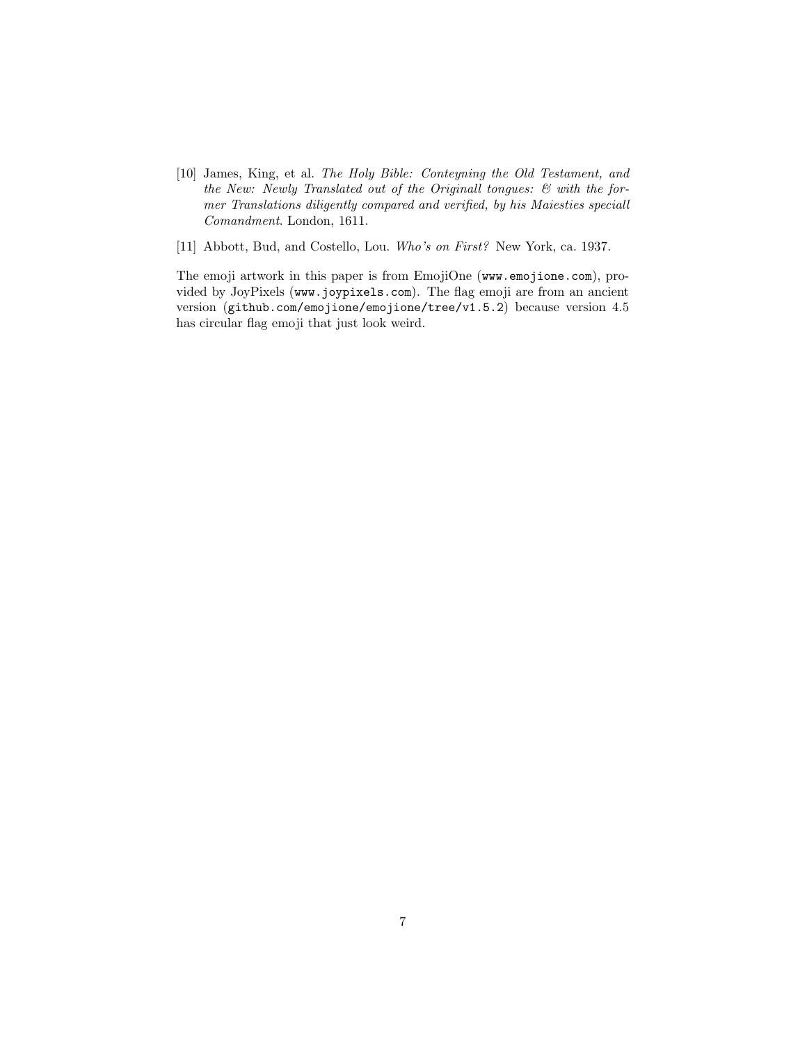[10] James, King, et al. *The Holy Bible: Conteyning the Old Testament, and the New: Newly Translated out of the Originall tongues: & with the former Translations diligently compared and verified, by his Maiesties speciall Comandment*. London, 1611.

[11] Abbott, Bud, and Costello, Lou. *Who's on First?* New York, ca. 1937.

The emoji artwork in this paper is from EmojiOne (`www.emojione.com`), provided by JoyPixels (`www.joypixels.com`). The flag emoji are from an ancient version (`github.com/emojione/emojione/tree/v1.5.2`) because version 4.5 has circular flag emoji that just look weird.